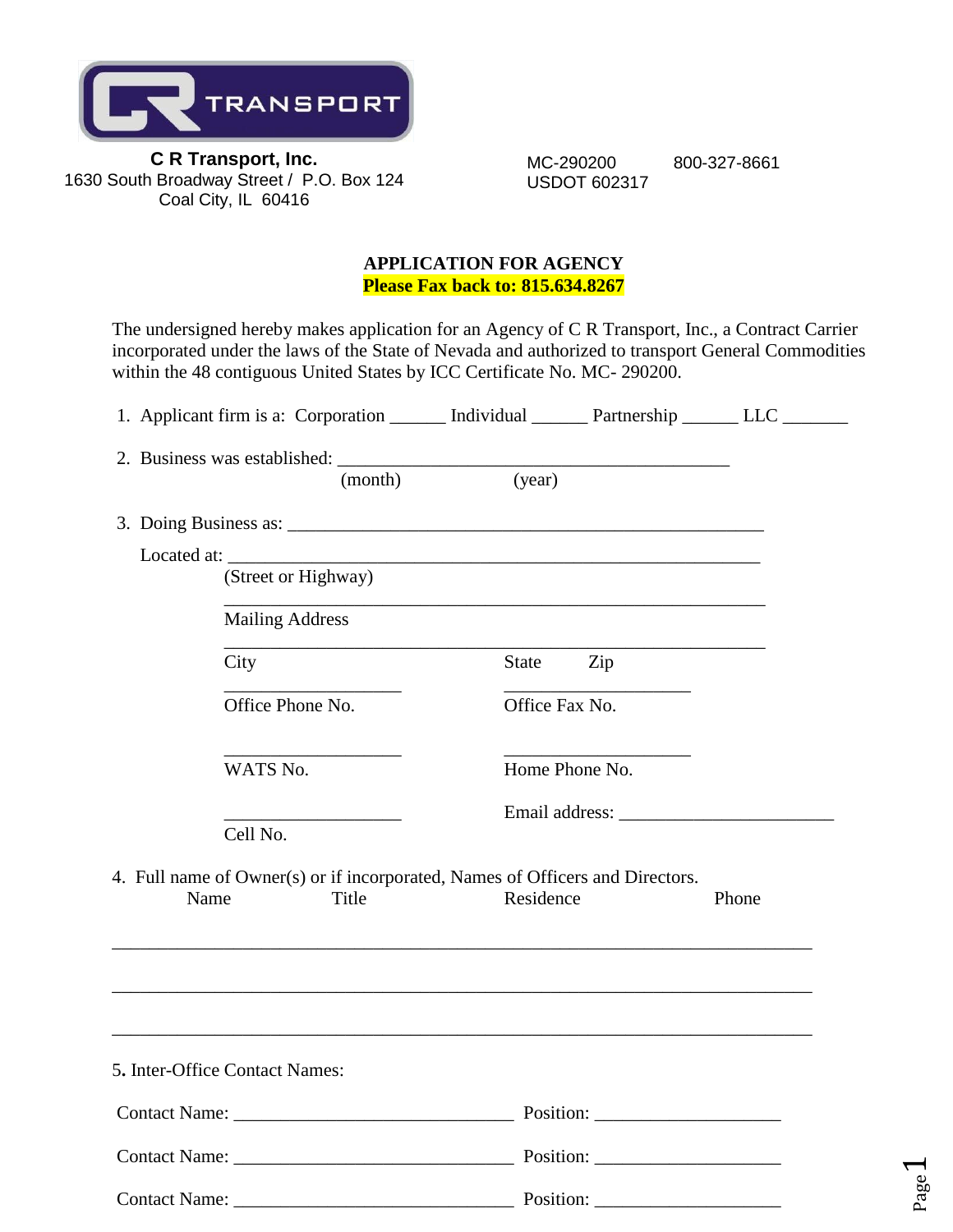**C R Transport, Inc.**
1630 South Broadway Street / P.O. Box 124
Coal City, IL 60416

MC-290200 800-327-8661
USDOT 602317

## APPLICATION FOR AGENCY

**Please Fax back to: 815.634.8267**

The undersigned hereby makes application for an Agency of C R Transport, Inc., a Contract Carrier incorporated under the laws of the State of Nevada and authorized to transport General Commodities within the 48 contiguous United States by ICC Certificate No. MC- 290200.

1. Applicant firm is a: Corporation ______ Individual ______ Partnership ______ LLC _______

2. Business was established: ___________________________________________
(month) (year)

3. Doing Business as: _____________________________________________________

Located at: ___________________________________________________________
(Street or Highway)

___________________________________________________________
Mailing Address

___________________________________________________________
City State Zip

___________________ ____________________
Office Phone No. Office Fax No.

___________________ ____________________
WATS No. Home Phone No.

___________________ Email address: _______________________
Cell No.

4. Full name of Owner(s) or if incorporated, Names of Officers and Directors.

| Name | Title | Residence | Phone |
|---|---|---|---|
| | | | |
| | | | |
| | | | |

5. Inter-Office Contact Names:

Contact Name: ______________________________ Position: ____________________

Contact Name: ______________________________ Position: ____________________

Contact Name: ______________________________ Position: ____________________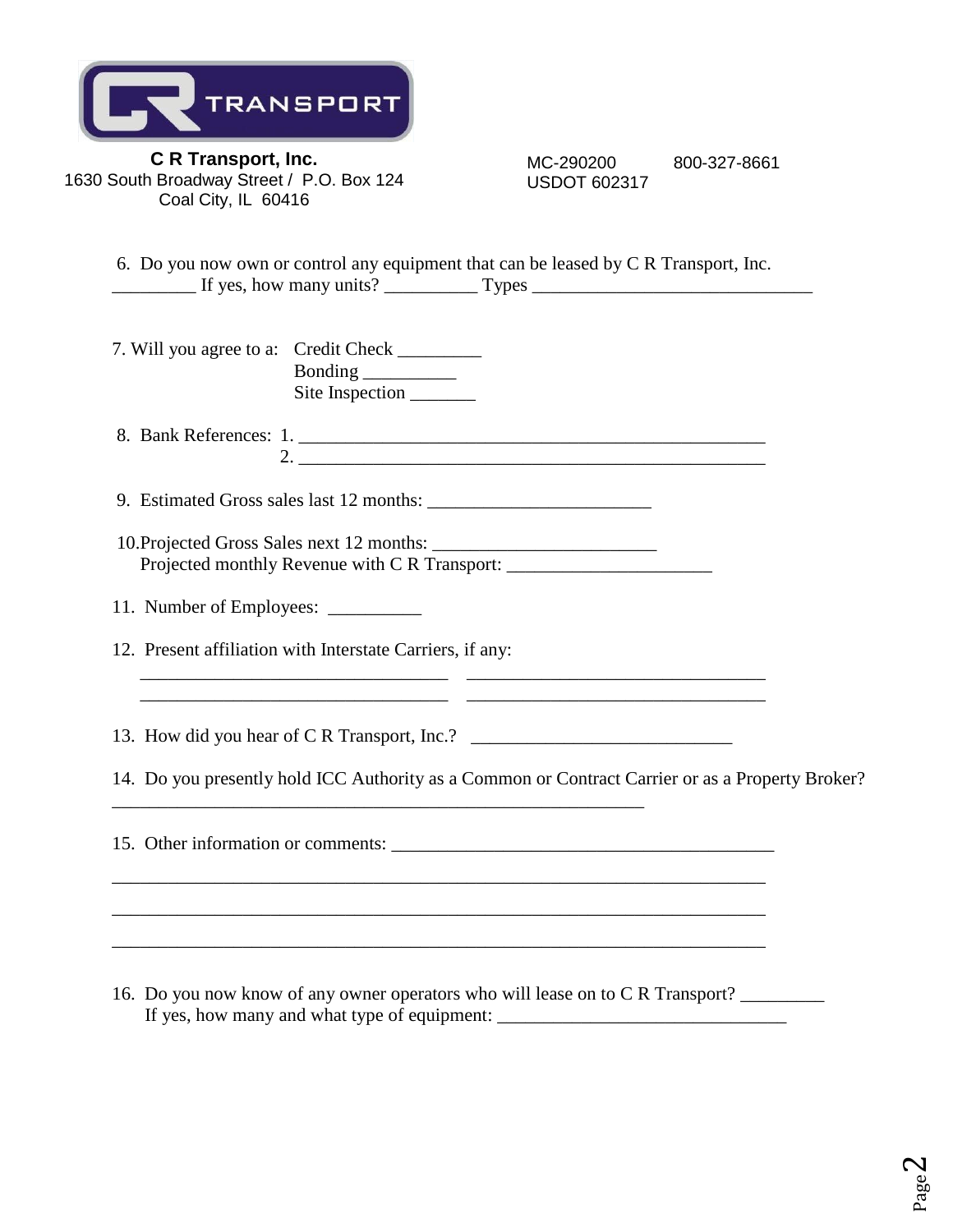**C R Transport, Inc.**
1630 South Broadway Street / P.O. Box 124
Coal City, IL 60416

MC-290200 800-327-8661
USDOT 602317

6. Do you now own or control any equipment that can be leased by C R Transport, Inc. _________ If yes, how many units? __________ Types ______________________________

7. Will you agree to a: Credit Check _________
   Bonding __________
   Site Inspection _______

8. Bank References: 1. ___________________________________________________
   2. ___________________________________________________

9. Estimated Gross sales last 12 months: ________________________

10. Projected Gross Sales next 12 months: ________________________
    Projected monthly Revenue with C R Transport: ______________________

11. Number of Employees: __________

12. Present affiliation with Interstate Carriers, if any:
    _________________________________ _________________________________
    _________________________________ _________________________________

13. How did you hear of C R Transport, Inc.? ____________________________

14. Do you presently hold ICC Authority as a Common or Contract Carrier or as a Property Broker?
    __________________________________________________________

15. Other information or comments: _________________________________________
    _________________________________________________________________________
    _________________________________________________________________________
    _________________________________________________________________________

16. Do you now know of any owner operators who will lease on to C R Transport? _________
    If yes, how many and what type of equipment: _______________________________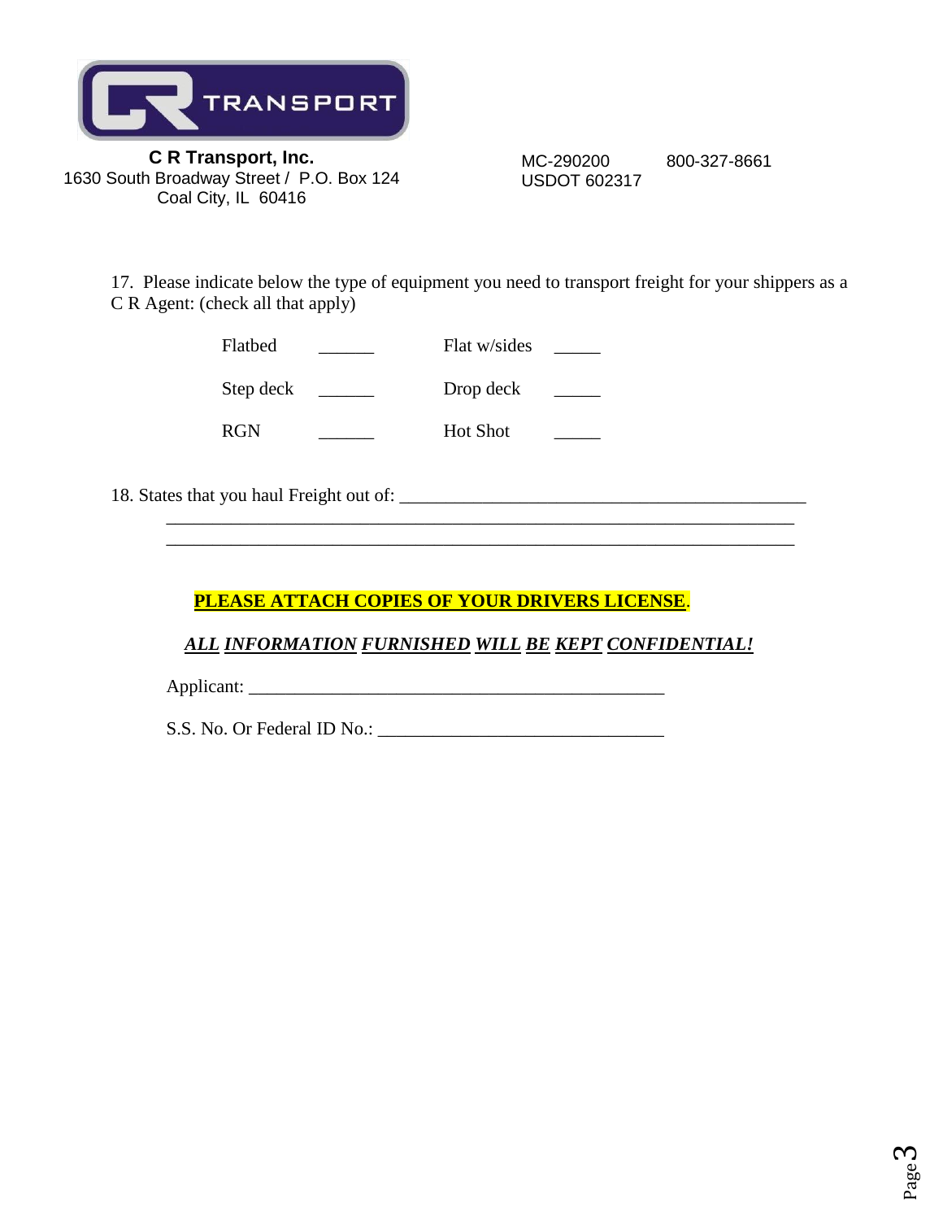**C R Transport, Inc.**
1630 South Broadway Street / P.O. Box 124
Coal City, IL 60416

MC-290200 800-327-8661
USDOT 602317

17. Please indicate below the type of equipment you need to transport freight for your shippers as a C R Agent: (check all that apply)

| | | | |
|---|---|---|---|
| Flatbed | ______ | Flat w/sides | _____ |
| Step deck | ______ | Drop deck | _____ |
| RGN | ______ | Hot Shot | _____ |

18. States that you haul Freight out of: ______________________________________________
________________________________________________________________________
________________________________________________________________________

**PLEASE ATTACH COPIES OF YOUR DRIVERS LICENSE**.

***ALL INFORMATION FURNISHED WILL BE KEPT CONFIDENTIAL!***

Applicant: _______________________________________________

S.S. No. Or Federal ID No.: ________________________________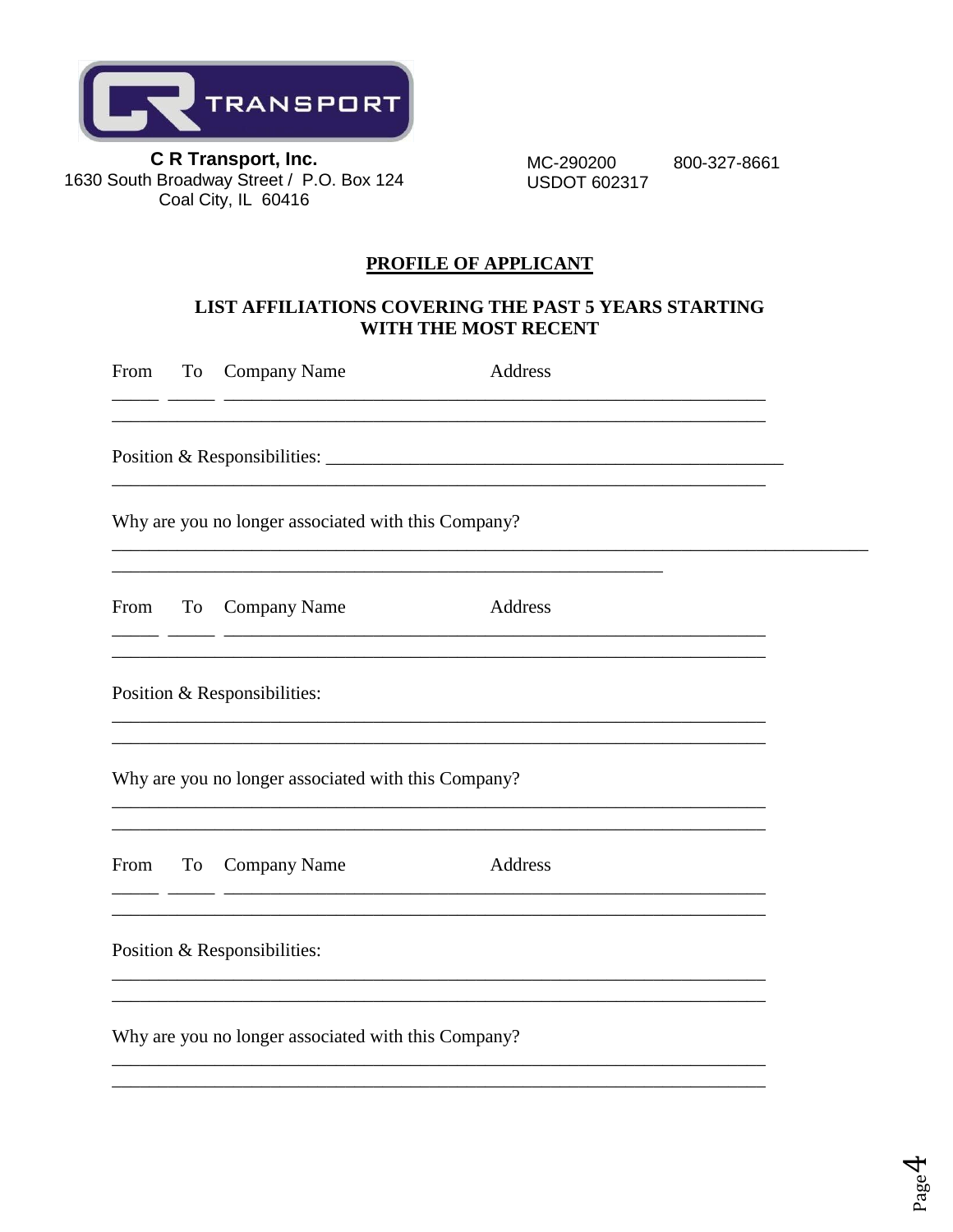**C R Transport, Inc.**
1630 South Broadway Street / P.O. Box 124
Coal City, IL 60416

MC-290200 800-327-8661
USDOT 602317

## PROFILE OF APPLICANT

### LIST AFFILIATIONS COVERING THE PAST 5 YEARS STARTING WITH THE MOST RECENT

From To Company Name Address
_____ _____ ____________________________________________________________
______________________________________________________________________

Position & Responsibilities: ______________________________________________
______________________________________________________________________

Why are you no longer associated with this Company?
________________________________________________________________________________
___________________________________________________________

From To Company Name Address
_____ _____ ____________________________________________________________
______________________________________________________________________

Position & Responsibilities:
______________________________________________________________________
______________________________________________________________________

Why are you no longer associated with this Company?
______________________________________________________________________
______________________________________________________________________

From To Company Name Address
_____ _____ ____________________________________________________________
______________________________________________________________________

Position & Responsibilities:
______________________________________________________________________
______________________________________________________________________

Why are you no longer associated with this Company?
______________________________________________________________________
______________________________________________________________________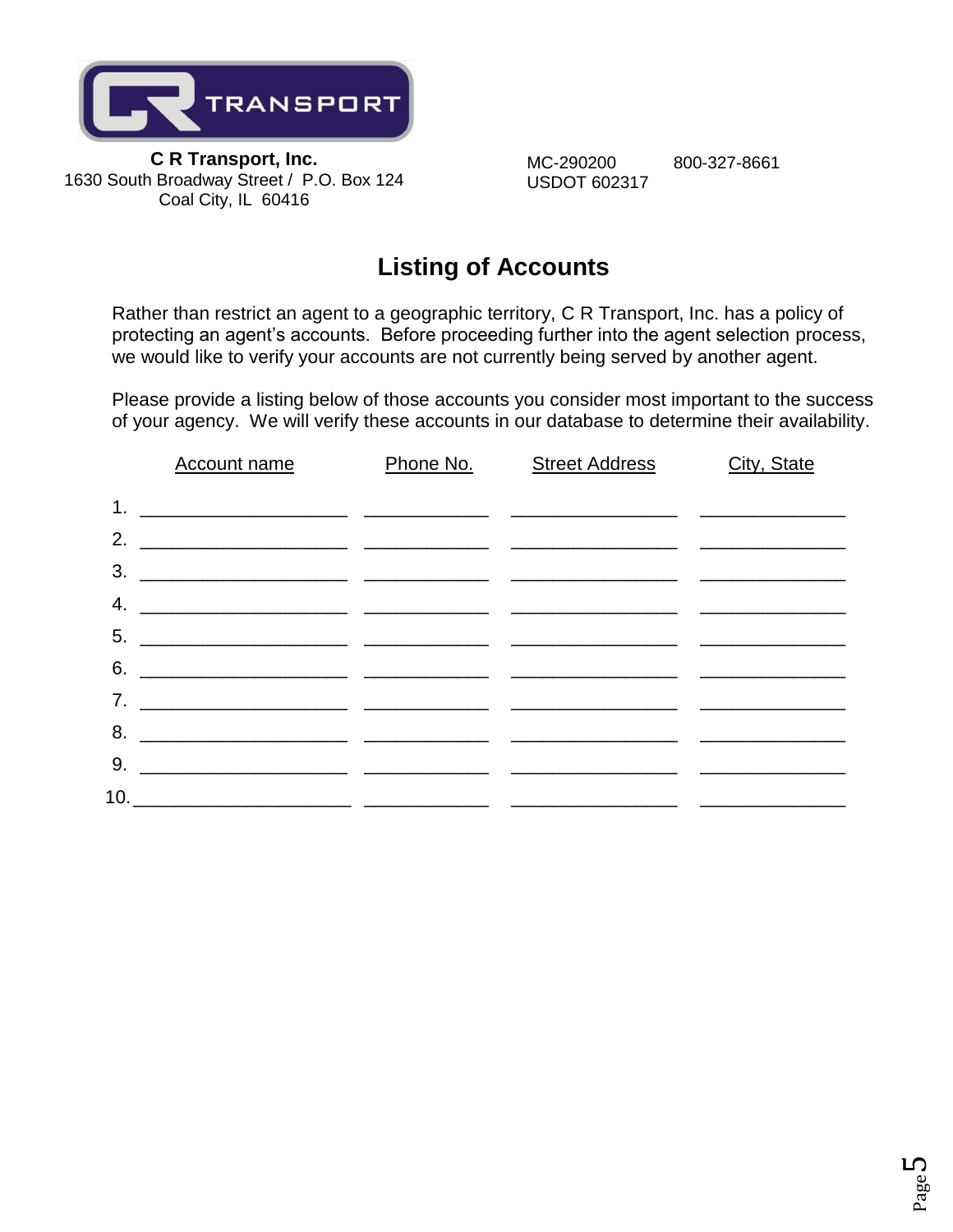**C R Transport, Inc.**
1630 South Broadway Street / P.O. Box 124
Coal City, IL 60416

MC-290200 800-327-8661
USDOT 602317

# Listing of Accounts

Rather than restrict an agent to a geographic territory, C R Transport, Inc. has a policy of protecting an agent's accounts. Before proceeding further into the agent selection process, we would like to verify your accounts are not currently being served by another agent.

Please provide a listing below of those accounts you consider most important to the success of your agency. We will verify these accounts in our database to determine their availability.

| | Account name | Phone No. | Street Address | City, State |
|---|---|---|---|---|
| 1. | | | | |
| 2. | | | | |
| 3. | | | | |
| 4. | | | | |
| 5. | | | | |
| 6. | | | | |
| 7. | | | | |
| 8. | | | | |
| 9. | | | | |
| 10. | | | | |